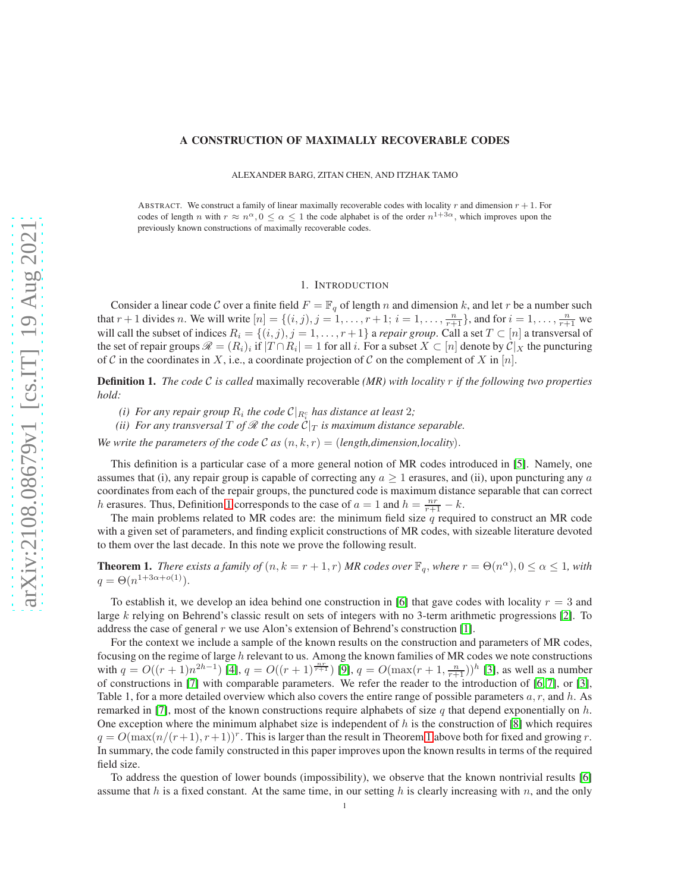# A CONSTRUCTION OF MAXIMALLY RECOVERABLE CODES

ALEXANDER BARG, ZITAN CHEN, AND ITZHAK TAMO

ABSTRACT. We construct a family of linear maximally recoverable codes with locality $r$ and dimension $r+1$. For codes of length $n$ with $r \approx n^\alpha, 0 \le \alpha \le 1$ the code alphabet is of the order $n^{1+3\alpha}$, which improves upon the previously known constructions of maximally recoverable codes.

## 1. Introduction

Consider a linear code $\mathcal{C}$ over a finite field $F = \mathbb{F}_q$ of length $n$ and dimension $k$, and let $r$ be a number such that $r+1$ divides $n$. We will write $[n] = \{(i,j), j = 1, \dots, r+1;\ i = 1, \dots, \frac{n}{r+1}\}$, and for $i = 1, \dots, \frac{n}{r+1}$ we will call the subset of indices $R_i = \{(i,j), j = 1, \dots, r+1\}$ a *repair group*. Call a set $T \subset [n]$ a transversal of the set of repair groups $\mathscr{R} = (R_i)_i$ if $|T \cap R_i| = 1$ for all $i$. For a subset $X \subset [n]$ denote by $\mathcal{C}|_X$ the puncturing of $\mathcal{C}$ in the coordinates in $X$, i.e., a coordinate projection of $\mathcal{C}$ on the complement of $X$ in $[n]$.

**Definition 1.** *The code $\mathcal{C}$ is called* maximally recoverable *(MR) with locality $r$ if the following two properties hold:*

*(i) For any repair group $R_i$ the code $\mathcal{C}|_{R_i^c}$ has distance at least 2;*

*(ii) For any transversal $T$ of $\mathscr{R}$ the code $\mathcal{C}|_T$ is maximum distance separable.*

*We write the parameters of the code $\mathcal{C}$ as $(n,k,r) =$ (length,dimension,locality).*

This definition is a particular case of a more general notion of MR codes introduced in [5]. Namely, one assumes that (i), any repair group is capable of correcting any $a \ge 1$ erasures, and (ii), upon puncturing any $a$ coordinates from each of the repair groups, the punctured code is maximum distance separable that can correct $h$ erasures. Thus, Definition 1 corresponds to the case of $a = 1$ and $h = \frac{nr}{r+1} - k$.

The main problems related to MR codes are: the minimum field size $q$ required to construct an MR code with a given set of parameters, and finding explicit constructions of MR codes, with sizeable literature devoted to them over the last decade. In this note we prove the following result.

**Theorem 1.** *There exists a family of $(n, k = r+1, r)$ MR codes over $\mathbb{F}_q$, where $r = \Theta(n^\alpha), 0 \le \alpha \le 1$, with $q = \Theta(n^{1+3\alpha+o(1)})$.*

To establish it, we develop an idea behind one construction in [6] that gave codes with locality $r = 3$ and large $k$ relying on Behrend's classic result on sets of integers with no 3-term arithmetic progressions [2]. To address the case of general $r$ we use Alon's extension of Behrend's construction [1].

For the context we include a sample of the known results on the construction and parameters of MR codes, focusing on the regime of large $h$ relevant to us. Among the known families of MR codes we note constructions with $q = O((r+1)n^{2h-1})$ [4], $q = O((r+1)^{\frac{nr}{r+1}})$ [9], $q = O(\max(r+1, \frac{n}{r+1}))^h$ [3], as well as a number of constructions in [7] with comparable parameters. We refer the reader to the introduction of [6, 7], or [3], Table 1, for a more detailed overview which also covers the entire range of possible parameters $a$, $r$, and $h$. As remarked in [7], most of the known constructions require alphabets of size $q$ that depend exponentially on $h$. One exception where the minimum alphabet size is independent of $h$ is the construction of [8] which requires $q = O(\max(n/(r+1), r+1))^r$. This is larger than the result in Theorem 1 above both for fixed and growing $r$. In summary, the code family constructed in this paper improves upon the known results in terms of the required field size.

To address the question of lower bounds (impossibility), we observe that the known nontrivial results [6] assume that $h$ is a fixed constant. At the same time, in our setting $h$ is clearly increasing with $n$, and the only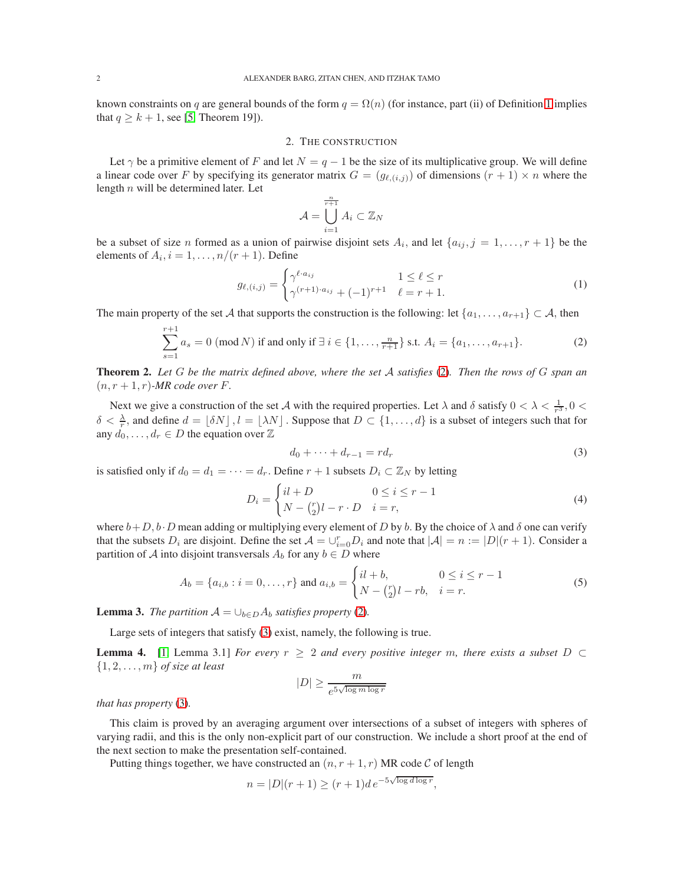known constraints on $q$ are general bounds of the form $q = \Omega(n)$ (for instance, part (ii) of Definition 1 implies that $q \geq k+1$, see [5, Theorem 19]).

## 2. The construction

Let $\gamma$ be a primitive element of $F$ and let $N = q-1$ be the size of its multiplicative group. We will define a linear code over $F$ by specifying its generator matrix $G = (g_{\ell,(i,j)})$ of dimensions $(r+1) \times n$ where the length $n$ will be determined later. Let

$$\mathcal{A} = \bigcup_{i=1}^{\frac{n}{r+1}} A_i \subset \mathbb{Z}_N$$

be a subset of size $n$ formed as a union of pairwise disjoint sets $A_i$, and let $\{a_{ij}, j = 1, \dots, r+1\}$ be the elements of $A_i, i = 1, \dots, n/(r+1)$. Define

$$g_{\ell,(i,j)} = \begin{cases} \gamma^{\ell \cdot a_{ij}} & 1 \leq \ell \leq r \\ \gamma^{(r+1)\cdot a_{ij}} + (-1)^{r+1} & \ell = r+1. \end{cases} \tag{1}$$

The main property of the set $\mathcal{A}$ that supports the construction is the following: let $\{a_1, \dots, a_{r+1}\} \subset \mathcal{A}$, then

$$\sum_{s=1}^{r+1} a_s = 0 \ (\mathrm{mod}\ N) \text{ if and only if } \exists\, i \in \{1, \dots, \tfrac{n}{r+1}\} \text{ s.t. } A_i = \{a_1, \dots, a_{r+1}\}. \tag{2}$$

**Theorem 2.** *Let $G$ be the matrix defined above, where the set $\mathcal{A}$ satisfies (2). Then the rows of $G$ span an $(n, r+1, r)$-MR code over $F$.*

Next we give a construction of the set $\mathcal{A}$ with the required properties. Let $\lambda$ and $\delta$ satisfy $0 < \lambda < \frac{1}{r^3}, 0 < \delta < \frac{\lambda}{r}$, and define $d = \lfloor \delta N \rfloor, l = \lfloor \lambda N \rfloor$. Suppose that $D \subset \{1, \dots, d\}$ is a subset of integers such that for any $d_0, \dots, d_r \in D$ the equation over $\mathbb{Z}$

$$d_0 + \cdots + d_{r-1} = r d_r \tag{3}$$

is satisfied only if $d_0 = d_1 = \cdots = d_r$. Define $r+1$ subsets $D_i \subset \mathbb{Z}_N$ by letting

$$D_i = \begin{cases} il + D & 0 \leq i \leq r-1 \\ N - \binom{r}{2} l - r \cdot D & i = r, \end{cases} \tag{4}$$

where $b + D, b \cdot D$ mean adding or multiplying every element of $D$ by $b$. By the choice of $\lambda$ and $\delta$ one can verify that the subsets $D_i$ are disjoint. Define the set $\mathcal{A} = \cup_{i=0}^{r} D_i$ and note that $|\mathcal{A}| = n := |D|(r+1)$. Consider a partition of $\mathcal{A}$ into disjoint transversals $A_b$ for any $b \in D$ where

$$A_b = \{a_{i,b} : i = 0, \dots, r\} \text{ and } a_{i,b} = \begin{cases} il + b, & 0 \leq i \leq r-1 \\ N - \binom{r}{2} l - rb, & i = r. \end{cases} \tag{5}$$

**Lemma 3.** *The partition $\mathcal{A} = \cup_{b \in D} A_b$ satisfies property (2).*

Large sets of integers that satisfy (3) exist, namely, the following is true.

**Lemma 4.** [1, Lemma 3.1] *For every $r \geq 2$ and every positive integer $m$, there exists a subset $D \subset \{1, 2, \dots, m\}$ of size at least*

$$|D| \geq \frac{m}{e^{5\sqrt{\log m \log r}}}$$

*that has property (3).*

This claim is proved by an averaging argument over intersections of a subset of integers with spheres of varying radii, and this is the only non-explicit part of our construction. We include a short proof at the end of the next section to make the presentation self-contained.

Putting things together, we have constructed an $(n, r+1, r)$ MR code $\mathcal{C}$ of length

$$n = |D|(r+1) \geq (r+1) d\, e^{-5\sqrt{\log d \log r}},$$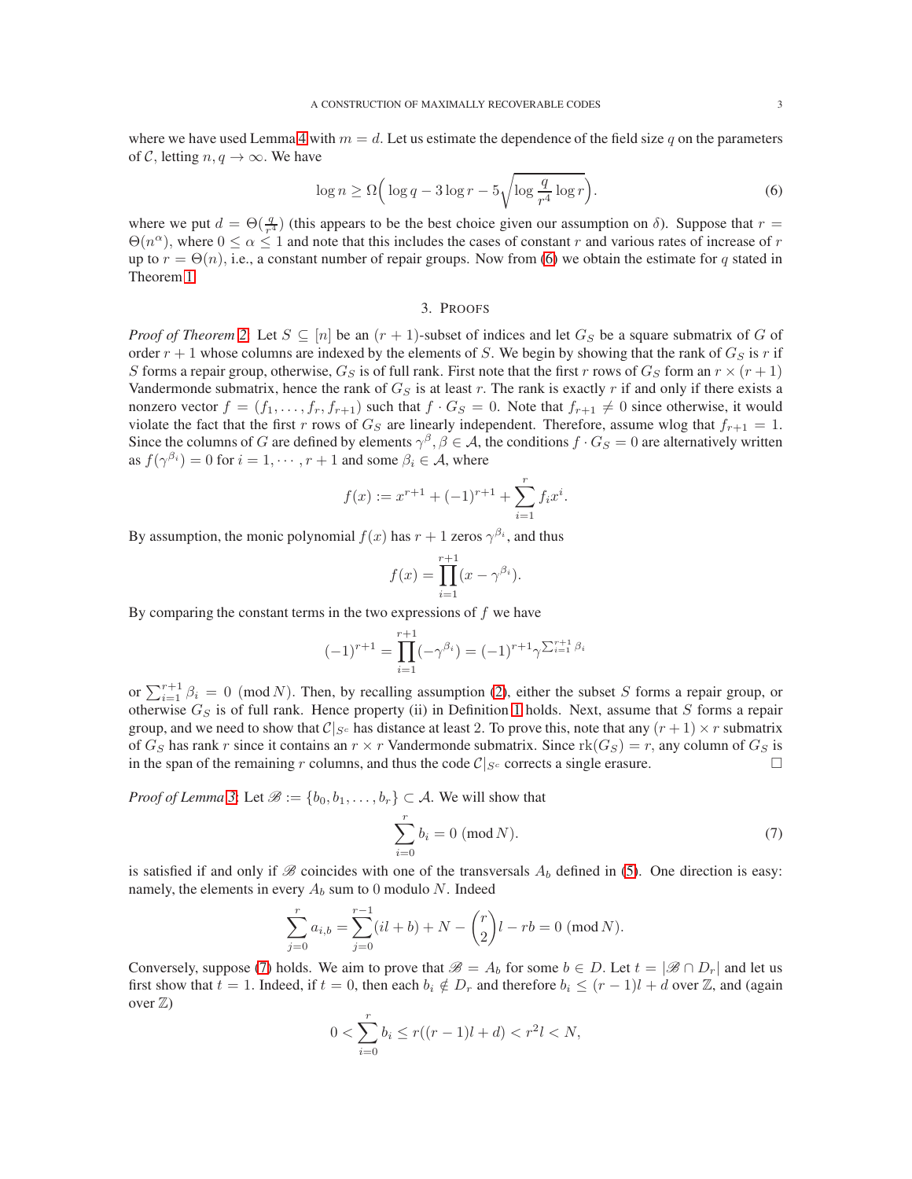where we have used Lemma 4 with $m = d$. Let us estimate the dependence of the field size $q$ on the parameters of $\mathcal{C}$, letting $n, q \to \infty$. We have

$$\log n \geq \Omega\Big( \log q - 3\log r - 5\sqrt{\log \frac{q}{r^4} \log r}\Big). \tag{6}$$

where we put $d = \Theta(\frac{q}{r^4})$ (this appears to be the best choice given our assumption on $\delta$). Suppose that $r = \Theta(n^\alpha)$, where $0 \leq \alpha \leq 1$ and note that this includes the cases of constant $r$ and various rates of increase of $r$ up to $r = \Theta(n)$, i.e., a constant number of repair groups. Now from (6) we obtain the estimate for $q$ stated in Theorem 1.

## 3. Proofs

*Proof of Theorem 2.* Let $S \subseteq [n]$ be an $(r+1)$-subset of indices and let $G_S$ be a square submatrix of $G$ of order $r+1$ whose columns are indexed by the elements of $S$. We begin by showing that the rank of $G_S$ is $r$ if $S$ forms a repair group, otherwise, $G_S$ is of full rank. First note that the first $r$ rows of $G_S$ form an $r \times (r+1)$ Vandermonde submatrix, hence the rank of $G_S$ is at least $r$. The rank is exactly $r$ if and only if there exists a nonzero vector $f = (f_1, \dots, f_r, f_{r+1})$ such that $f \cdot G_S = 0$. Note that $f_{r+1} \neq 0$ since otherwise, it would violate the fact that the first $r$ rows of $G_S$ are linearly independent. Therefore, assume wlog that $f_{r+1} = 1$. Since the columns of $G$ are defined by elements $\gamma^\beta, \beta \in \mathcal{A}$, the conditions $f \cdot G_S = 0$ are alternatively written as $f(\gamma^{\beta_i}) = 0$ for $i = 1, \cdots, r+1$ and some $\beta_i \in \mathcal{A}$, where

$$f(x) := x^{r+1} + (-1)^{r+1} + \sum_{i=1}^{r} f_i x^i.$$

By assumption, the monic polynomial $f(x)$ has $r+1$ zeros $\gamma^{\beta_i}$, and thus

$$f(x) = \prod_{i=1}^{r+1} (x - \gamma^{\beta_i}).$$

By comparing the constant terms in the two expressions of $f$ we have

$$(-1)^{r+1} = \prod_{i=1}^{r+1} (-\gamma^{\beta_i}) = (-1)^{r+1} \gamma^{\sum_{i=1}^{r+1} \beta_i}$$

or $\sum_{i=1}^{r+1} \beta_i = 0 \pmod N$. Then, by recalling assumption (2), either the subset $S$ forms a repair group, or otherwise $G_S$ is of full rank. Hence property (ii) in Definition 1 holds. Next, assume that $S$ forms a repair group, and we need to show that $\mathcal{C}|_{S^c}$ has distance at least 2. To prove this, note that any $(r+1) \times r$ submatrix of $G_S$ has rank $r$ since it contains an $r \times r$ Vandermonde submatrix. Since $\mathrm{rk}(G_S) = r$, any column of $G_S$ is in the span of the remaining $r$ columns, and thus the code $\mathcal{C}|_{S^c}$ corrects a single erasure. □

*Proof of Lemma 3.* Let $\mathscr{B} := \{b_0, b_1, \dots, b_r\} \subset \mathcal{A}$. We will show that

$$\sum_{i=0}^{r} b_i = 0 \pmod N. \tag{7}$$

is satisfied if and only if $\mathscr{B}$ coincides with one of the transversals $A_b$ defined in (5). One direction is easy: namely, the elements in every $A_b$ sum to 0 modulo $N$. Indeed

$$\sum_{j=0}^{r} a_{i,b} = \sum_{j=0}^{r-1} (il + b) + N - \binom{r}{2} l - rb = 0 \pmod N.$$

Conversely, suppose (7) holds. We aim to prove that $\mathscr{B} = A_b$ for some $b \in D$. Let $t = |\mathscr{B} \cap D_r|$ and let us first show that $t = 1$. Indeed, if $t = 0$, then each $b_i \notin D_r$ and therefore $b_i \leq (r-1)l + d$ over $\mathbb{Z}$, and (again over $\mathbb{Z}$)

$$0 < \sum_{i=0}^{r} b_i \leq r((r-1)l + d) < r^2 l < N,$$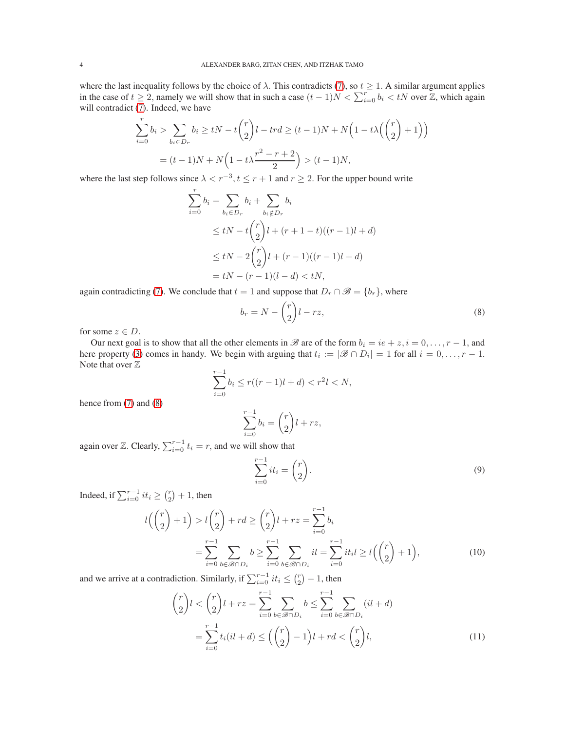where the last inequality follows by the choice of $\lambda$. This contradicts (7), so $t \geq 1$. A similar argument applies in the case of $t \geq 2$, namely we will show that in such a case $(t-1)N < \sum_{i=0}^r b_i < tN$ over $\mathbb{Z}$, which again will contradict (7). Indeed, we have

$$\sum_{i=0}^r b_i > \sum_{b_i \in D_r} b_i \geq tN - t\binom{r}{2}l - trd \geq (t-1)N + N\Big(1 - t\lambda\Big(\binom{r}{2}+1\Big)\Big)$$
$$= (t-1)N + N\Big(1 - t\lambda\frac{r^2-r+2}{2}\Big) > (t-1)N,$$

where the last step follows since $\lambda < r^{-3}, t \leq r+1$ and $r \geq 2$. For the upper bound write

$$\begin{aligned}
\sum_{i=0}^r b_i &= \sum_{b_i \in D_r} b_i + \sum_{b_i \notin D_r} b_i \\
&\leq tN - t\binom{r}{2}l + (r+1-t)((r-1)l+d) \\
&\leq tN - 2\binom{r}{2}l + (r-1)((r-1)l+d) \\
&= tN - (r-1)(l-d) < tN,
\end{aligned}$$

again contradicting (7). We conclude that $t=1$ and suppose that $D_r \cap \mathscr{B} = \{b_r\}$, where

$$b_r = N - \binom{r}{2}l - rz, \tag{8}$$

for some $z \in D$.

Our next goal is to show that all the other elements in $\mathscr{B}$ are of the form $b_i = ie + z, i = 0, \ldots, r-1$, and here property (3) comes in handy. We begin with arguing that $t_i := |\mathscr{B} \cap D_i| = 1$ for all $i = 0, \ldots, r-1$. Note that over $\mathbb{Z}$

$$\sum_{i=0}^{r-1} b_i \leq r((r-1)l+d) < r^2 l < N,$$

hence from (7) and (8)

$$\sum_{i=0}^{r-1} b_i = \binom{r}{2}l + rz,$$

again over $\mathbb{Z}$. Clearly, $\sum_{i=0}^{r-1} t_i = r$, and we will show that

$$\sum_{i=0}^{r-1} it_i = \binom{r}{2}. \tag{9}$$

Indeed, if $\sum_{i=0}^{r-1} it_i \geq \binom{r}{2} + 1$, then

$$\begin{aligned}
l\Big(\binom{r}{2}+1\Big) > l\binom{r}{2} + rd \geq \binom{r}{2}l + rz = \sum_{i=0}^{r-1} b_i \\
= \sum_{i=0}^{r-1}\sum_{b \in \mathscr{B}\cap D_i} b \geq \sum_{i=0}^{r-1}\sum_{b \in \mathscr{B}\cap D_i} il = \sum_{i=0}^{r-1} it_i l \geq l\Big(\binom{r}{2}+1\Big),
\end{aligned} \tag{10}$$

and we arrive at a contradiction. Similarly, if $\sum_{i=0}^{r-1} it_i \leq \binom{r}{2} - 1$, then

$$\begin{aligned}
\binom{r}{2}l < \binom{r}{2}l + rz = \sum_{i=0}^{r-1}\sum_{b \in \mathscr{B}\cap D_i} b \leq \sum_{i=0}^{r-1}\sum_{b \in \mathscr{B}\cap D_i} (il+d) \\
= \sum_{i=0}^{r-1} t_i(il+d) \leq \Big(\binom{r}{2}-1\Big)l + rd < \binom{r}{2}l,
\end{aligned} \tag{11}$$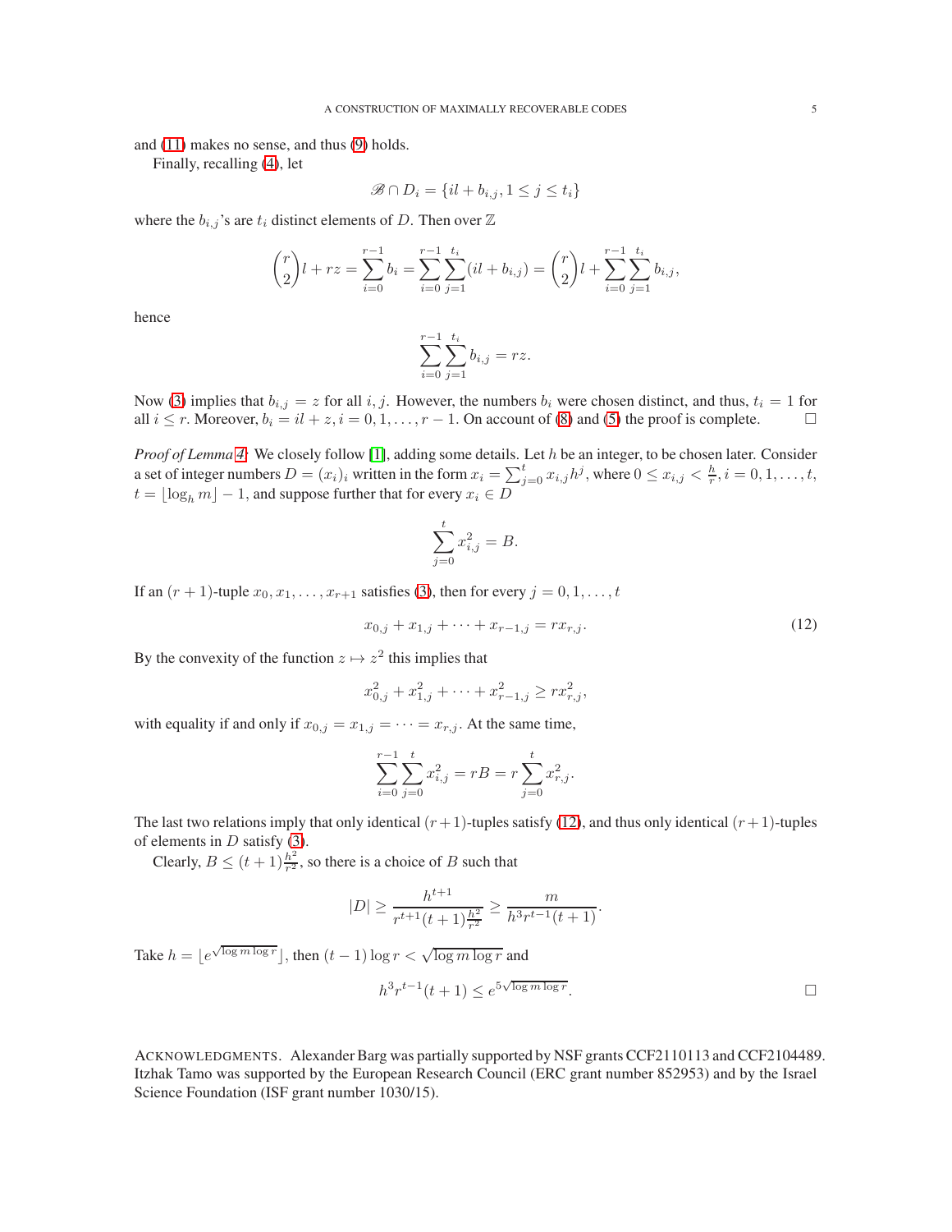and (11) makes no sense, and thus (9) holds.

Finally, recalling (4), let

$$\mathscr{B} \cap D_i = \{il + b_{i,j}, 1 \le j \le t_i\}$$

where the $b_{i,j}$'s are $t_i$ distinct elements of $D$. Then over $\mathbb{Z}$

$$\binom{r}{2}l + rz = \sum_{i=0}^{r-1} b_i = \sum_{i=0}^{r-1}\sum_{j=1}^{t_i}(il + b_{i,j}) = \binom{r}{2}l + \sum_{i=0}^{r-1}\sum_{j=1}^{t_i} b_{i,j},$$

hence

$$\sum_{i=0}^{r-1}\sum_{j=1}^{t_i} b_{i,j} = rz.$$

Now (3) implies that $b_{i,j} = z$ for all $i, j$. However, the numbers $b_i$ were chosen distinct, and thus, $t_i = 1$ for all $i \le r$. Moreover, $b_i = il + z, i = 0, 1, \dots, r-1$. On account of (8) and (5) the proof is complete. □

*Proof of Lemma 4:* We closely follow [1], adding some details. Let $h$ be an integer, to be chosen later. Consider a set of integer numbers $D = (x_i)_i$ written in the form $x_i = \sum_{j=0}^{t} x_{i,j} h^j$, where $0 \le x_{i,j} < \frac{h}{r}, i = 0, 1, \dots, t$, $t = \lfloor \log_h m \rfloor - 1$, and suppose further that for every $x_i \in D$

$$\sum_{j=0}^{t} x_{i,j}^2 = B.$$

If an $(r+1)$-tuple $x_0, x_1, \dots, x_{r+1}$ satisfies (3), then for every $j = 0, 1, \dots, t$

$$x_{0,j} + x_{1,j} + \dots + x_{r-1,j} = r x_{r,j}. \tag{12}$$

By the convexity of the function $z \mapsto z^2$ this implies that

$$x_{0,j}^2 + x_{1,j}^2 + \dots + x_{r-1,j}^2 \ge r x_{r,j}^2,$$

with equality if and only if $x_{0,j} = x_{1,j} = \dots = x_{r,j}$. At the same time,

$$\sum_{i=0}^{r-1}\sum_{j=0}^{t} x_{i,j}^2 = rB = r\sum_{j=0}^{t} x_{r,j}^2.$$

The last two relations imply that only identical $(r+1)$-tuples satisfy (12), and thus only identical $(r+1)$-tuples of elements in $D$ satisfy (3).

Clearly, $B \le (t+1)\frac{h^2}{r^2}$, so there is a choice of $B$ such that

$$|D| \ge \frac{h^{t+1}}{r^{t+1}(t+1)\frac{h^2}{r^2}} \ge \frac{m}{h^3 r^{t-1}(t+1)}.$$

Take $h = \lfloor e^{\sqrt{\log m \log r}} \rfloor$, then $(t-1)\log r < \sqrt{\log m \log r}$ and

$$h^3 r^{t-1}(t+1) \le e^{5\sqrt{\log m \log r}}.$$

□

ACKNOWLEDGMENTS. Alexander Barg was partially supported by NSF grants CCF2110113 and CCF2104489. Itzhak Tamo was supported by the European Research Council (ERC grant number 852953) and by the Israel Science Foundation (ISF grant number 1030/15).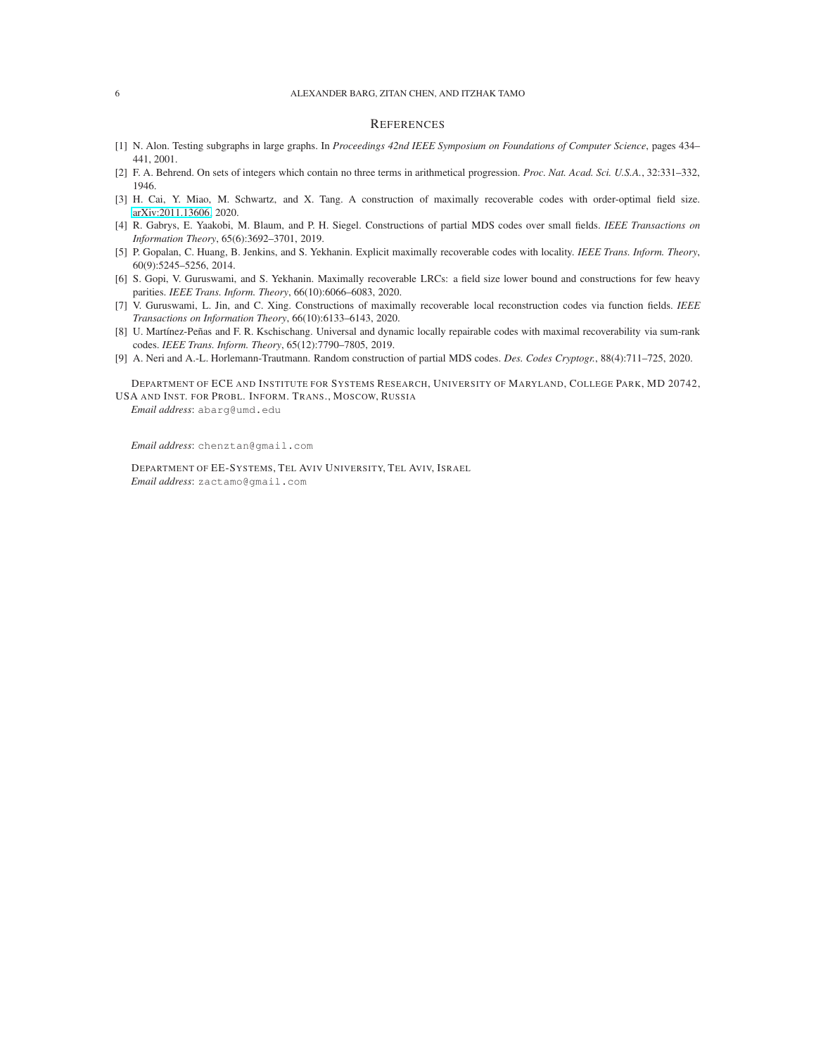## References

[1] N. Alon. Testing subgraphs in large graphs. In *Proceedings 42nd IEEE Symposium on Foundations of Computer Science*, pages 434–441, 2001.

[2] F. A. Behrend. On sets of integers which contain no three terms in arithmetical progression. *Proc. Nat. Acad. Sci. U.S.A.*, 32:331–332, 1946.

[3] H. Cai, Y. Miao, M. Schwartz, and X. Tang. A construction of maximally recoverable codes with order-optimal field size. arXiv:2011.13606, 2020.

[4] R. Gabrys, E. Yaakobi, M. Blaum, and P. H. Siegel. Constructions of partial MDS codes over small fields. *IEEE Transactions on Information Theory*, 65(6):3692–3701, 2019.

[5] P. Gopalan, C. Huang, B. Jenkins, and S. Yekhanin. Explicit maximally recoverable codes with locality. *IEEE Trans. Inform. Theory*, 60(9):5245–5256, 2014.

[6] S. Gopi, V. Guruswami, and S. Yekhanin. Maximally recoverable LRCs: a field size lower bound and constructions for few heavy parities. *IEEE Trans. Inform. Theory*, 66(10):6066–6083, 2020.

[7] V. Guruswami, L. Jin, and C. Xing. Constructions of maximally recoverable local reconstruction codes via function fields. *IEEE Transactions on Information Theory*, 66(10):6133–6143, 2020.

[8] U. Martínez-Peñas and F. R. Kschischang. Universal and dynamic locally repairable codes with maximal recoverability via sum-rank codes. *IEEE Trans. Inform. Theory*, 65(12):7790–7805, 2019.

[9] A. Neri and A.-L. Horlemann-Trautmann. Random construction of partial MDS codes. *Des. Codes Cryptogr.*, 88(4):711–725, 2020.

Department of ECE and Institute for Systems Research, University of Maryland, College Park, MD 20742, USA and Inst. for Probl. Inform. Trans., Moscow, Russia
*Email address*: abarg@umd.edu

*Email address*: chenztan@gmail.com

Department of EE-Systems, Tel Aviv University, Tel Aviv, Israel
*Email address*: zactamo@gmail.com